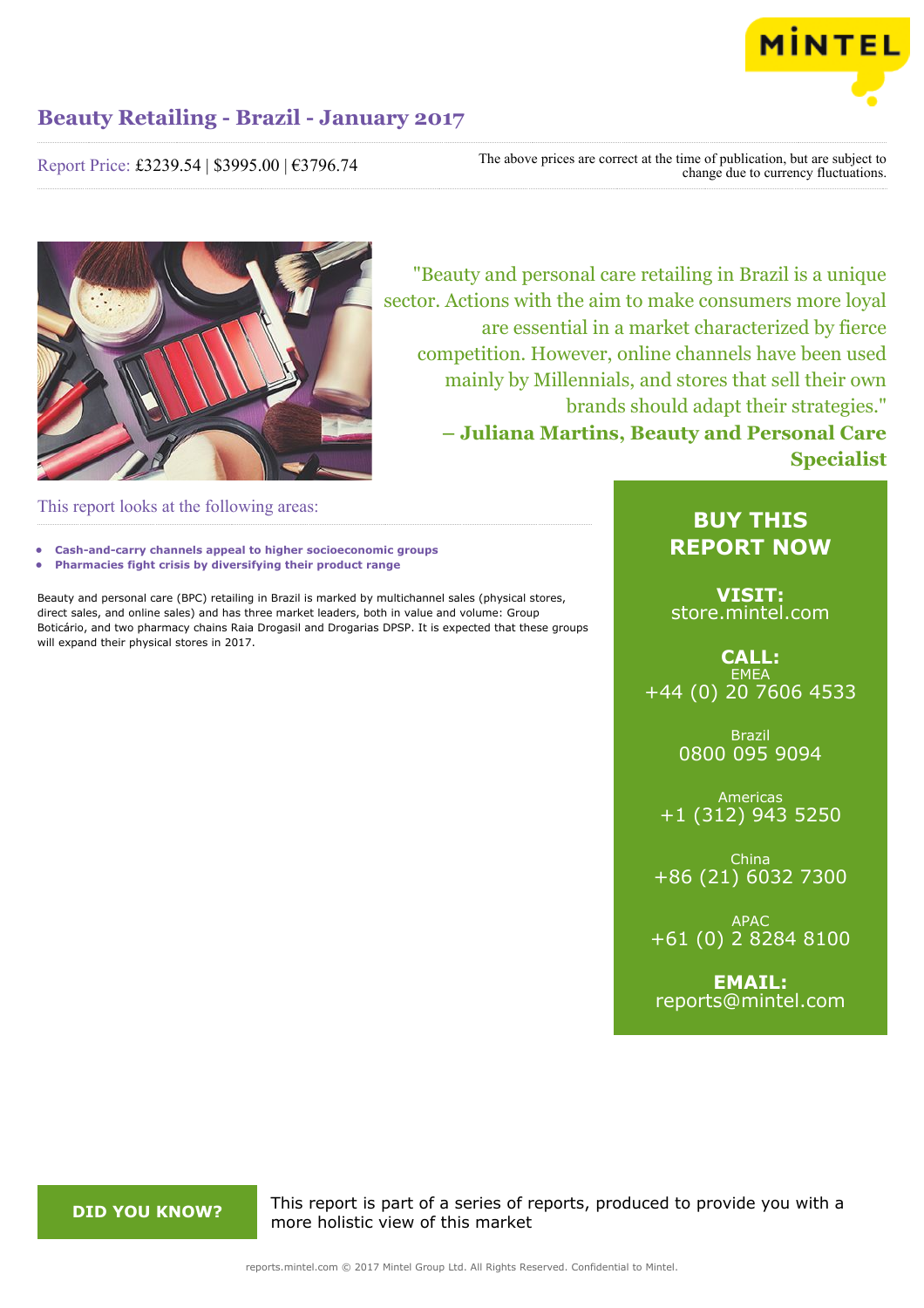# Beauty Retailing - Brazil - January 2017

Report Price: £3239.54 | $3995.00 | €3796.74

The above prices are correct at the time of publication, but are subject to change due to currency fluctuations.

"Beauty and personal care retailing in Brazil is a unique sector. Actions with the aim to make consumers more loyal are essential in a market characterized by fierce competition. However, online channels have been used mainly by Millennials, and stores that sell their own brands should adapt their strategies."

**– Juliana Martins, Beauty and Personal Care Specialist**

## This report looks at the following areas:

- **Cash-and-carry channels appeal to higher socioeconomic groups**
- **Pharmacies fight crisis by diversifying their product range**

Beauty and personal care (BPC) retailing in Brazil is marked by multichannel sales (physical stores, direct sales, and online sales) and has three market leaders, both in value and volume: Group Boticário, and two pharmacy chains Raia Drogasil and Drogarias DPSP. It is expected that these groups will expand their physical stores in 2017.

**BUY THIS REPORT NOW**

**VISIT:**
store.mintel.com

**CALL:**

EMEA
+44 (0) 20 7606 4533

Brazil
0800 095 9094

Americas
+1 (312) 943 5250

China
+86 (21) 6032 7300

APAC
+61 (0) 2 8284 8100

**EMAIL:**
reports@mintel.com

**DID YOU KNOW?**

This report is part of a series of reports, produced to provide you with a more holistic view of this market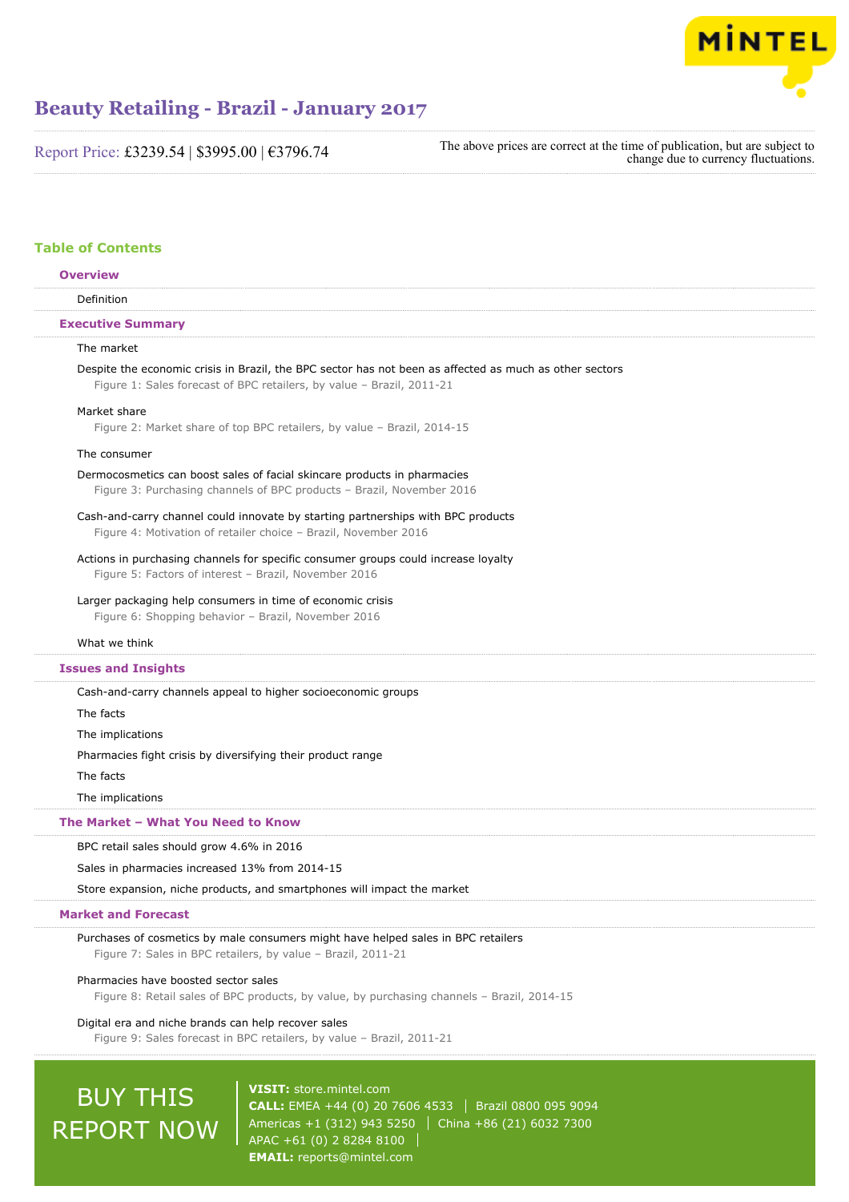# Beauty Retailing - Brazil - January 2017

Report Price: £3239.54 | $3995.00 | €3796.74

The above prices are correct at the time of publication, but are subject to change due to currency fluctuations.

## Table of Contents

### Overview

Definition

### Executive Summary

The market

Despite the economic crisis in Brazil, the BPC sector has not been as affected as much as other sectors

Figure 1: Sales forecast of BPC retailers, by value – Brazil, 2011-21

Market share

Figure 2: Market share of top BPC retailers, by value – Brazil, 2014-15

The consumer

Dermocosmetics can boost sales of facial skincare products in pharmacies

Figure 3: Purchasing channels of BPC products – Brazil, November 2016

Cash-and-carry channel could innovate by starting partnerships with BPC products

Figure 4: Motivation of retailer choice – Brazil, November 2016

Actions in purchasing channels for specific consumer groups could increase loyalty

Figure 5: Factors of interest – Brazil, November 2016

Larger packaging help consumers in time of economic crisis

Figure 6: Shopping behavior – Brazil, November 2016

What we think

### Issues and Insights

Cash-and-carry channels appeal to higher socioeconomic groups

The facts

The implications

Pharmacies fight crisis by diversifying their product range

The facts

The implications

### The Market – What You Need to Know

BPC retail sales should grow 4.6% in 2016

Sales in pharmacies increased 13% from 2014-15

Store expansion, niche products, and smartphones will impact the market

### Market and Forecast

Purchases of cosmetics by male consumers might have helped sales in BPC retailers

Figure 7: Sales in BPC retailers, by value – Brazil, 2011-21

Pharmacies have boosted sector sales

Figure 8: Retail sales of BPC products, by value, by purchasing channels – Brazil, 2014-15

Digital era and niche brands can help recover sales

Figure 9: Sales forecast in BPC retailers, by value – Brazil, 2011-21

BUY THIS REPORT NOW

**VISIT:** store.mintel.com

**CALL:** EMEA +44 (0) 20 7606 4533 | Brazil 0800 095 9094
Americas +1 (312) 943 5250 | China +86 (21) 6032 7300
APAC +61 (0) 2 8284 8100

**EMAIL:** reports@mintel.com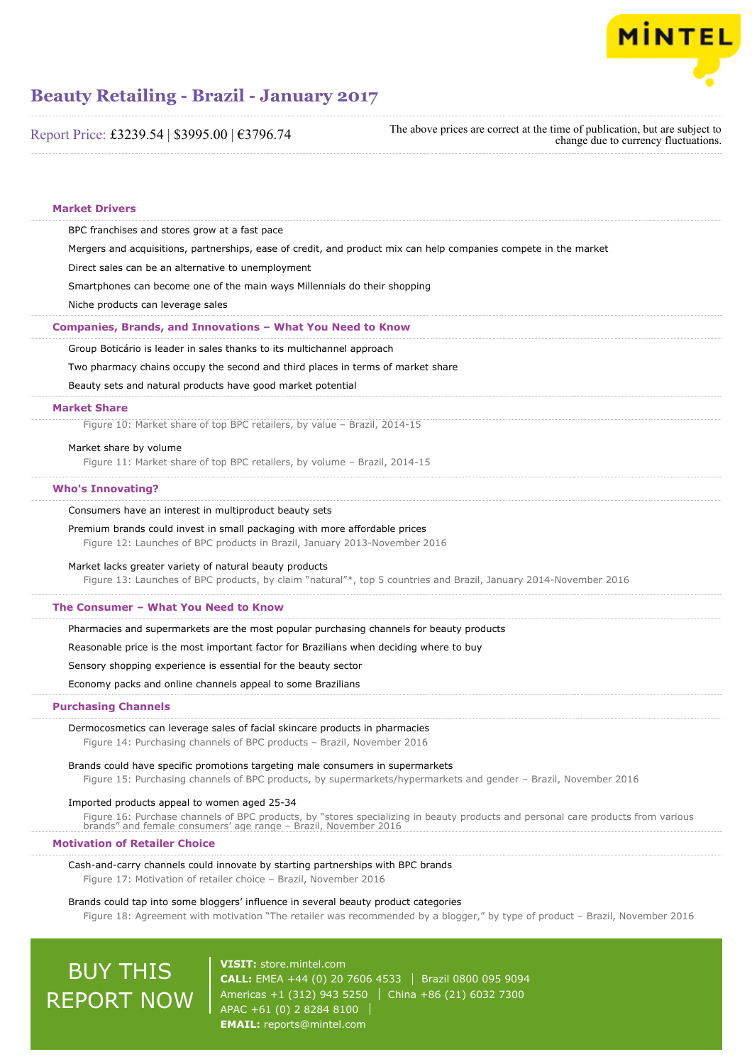## Market Drivers

BPC franchises and stores grow at a fast pace

Mergers and acquisitions, partnerships, ease of credit, and product mix can help companies compete in the market

Direct sales can be an alternative to unemployment

Smartphones can become one of the main ways Millennials do their shopping

Niche products can leverage sales

## Companies, Brands, and Innovations – What You Need to Know

Group Boticário is leader in sales thanks to its multichannel approach

Two pharmacy chains occupy the second and third places in terms of market share

Beauty sets and natural products have good market potential

## Market Share

Figure 10: Market share of top BPC retailers, by value – Brazil, 2014-15

Market share by volume

Figure 11: Market share of top BPC retailers, by volume – Brazil, 2014-15

## Who's Innovating?

Consumers have an interest in multiproduct beauty sets

Premium brands could invest in small packaging with more affordable prices

Figure 12: Launches of BPC products in Brazil, January 2013-November 2016

Market lacks greater variety of natural beauty products

Figure 13: Launches of BPC products, by claim "natural"*, top 5 countries and Brazil, January 2014-November 2016

## The Consumer – What You Need to Know

Pharmacies and supermarkets are the most popular purchasing channels for beauty products

Reasonable price is the most important factor for Brazilians when deciding where to buy

Sensory shopping experience is essential for the beauty sector

Economy packs and online channels appeal to some Brazilians

## Purchasing Channels

Dermocosmetics can leverage sales of facial skincare products in pharmacies

Figure 14: Purchasing channels of BPC products – Brazil, November 2016

Brands could have specific promotions targeting male consumers in supermarkets

Figure 15: Purchasing channels of BPC products, by supermarkets/hypermarkets and gender – Brazil, November 2016

Imported products appeal to women aged 25-34

Figure 16: Purchase channels of BPC products, by "stores specializing in beauty products and personal care products from various brands" and female consumers' age range – Brazil, November 2016

## Motivation of Retailer Choice

Cash-and-carry channels could innovate by starting partnerships with BPC brands

Figure 17: Motivation of retailer choice – Brazil, November 2016

Brands could tap into some bloggers' influence in several beauty product categories

Figure 18: Agreement with motivation "The retailer was recommended by a blogger," by type of product – Brazil, November 2016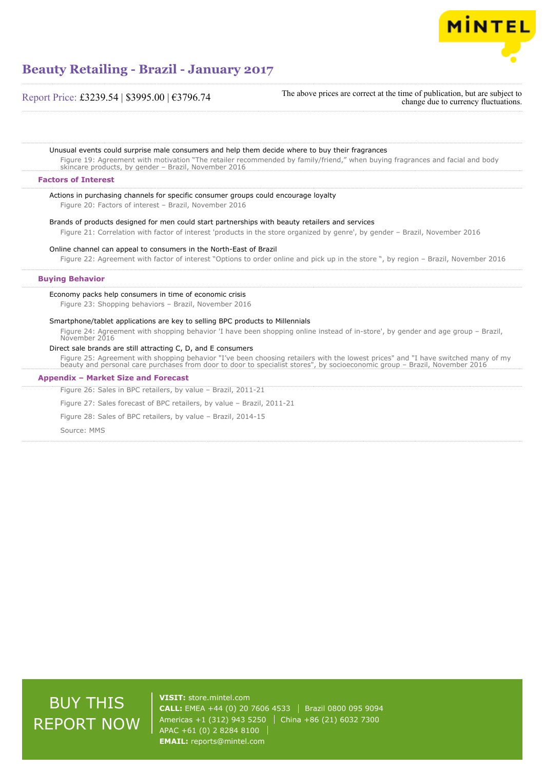Unusual events could surprise male consumers and help them decide where to buy their fragrances

Figure 19: Agreement with motivation "The retailer recommended by family/friend," when buying fragrances and facial and body skincare products, by gender – Brazil, November 2016

### Factors of Interest

Actions in purchasing channels for specific consumer groups could encourage loyalty

Figure 20: Factors of interest – Brazil, November 2016

Brands of products designed for men could start partnerships with beauty retailers and services

Figure 21: Correlation with factor of interest 'products in the store organized by genre', by gender – Brazil, November 2016

Online channel can appeal to consumers in the North-East of Brazil

Figure 22: Agreement with factor of interest "Options to order online and pick up in the store ", by region – Brazil, November 2016

### Buying Behavior

Economy packs help consumers in time of economic crisis

Figure 23: Shopping behaviors – Brazil, November 2016

Smartphone/tablet applications are key to selling BPC products to Millennials

Figure 24: Agreement with shopping behavior 'I have been shopping online instead of in-store', by gender and age group – Brazil, November 2016

Direct sale brands are still attracting C, D, and E consumers

Figure 25: Agreement with shopping behavior "I've been choosing retailers with the lowest prices" and "I have switched many of my beauty and personal care purchases from door to door to specialist stores", by socioeconomic group – Brazil, November 2016

### Appendix – Market Size and Forecast

Figure 26: Sales in BPC retailers, by value – Brazil, 2011-21

Figure 27: Sales forecast of BPC retailers, by value – Brazil, 2011-21

Figure 28: Sales of BPC retailers, by value – Brazil, 2014-15

Source: MMS